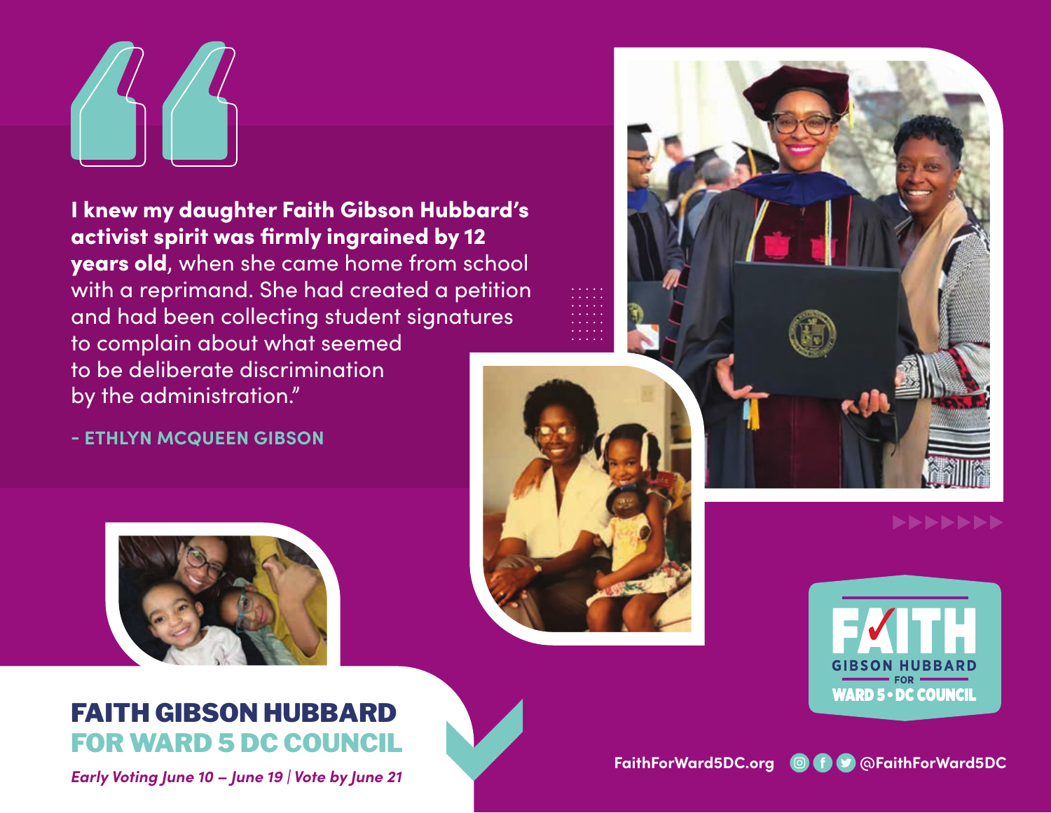“**I knew my daughter Faith Gibson Hubbard’s activist spirit was firmly ingrained by 12 years old**, when she came home from school with a reprimand. She had created a petition and had been collecting student signatures to complain about what seemed to be deliberate discrimination by the administration.”

**- ETHLYN MCQUEEN GIBSON**

FAITH GIBSON HUBBARD FOR WARD 5 • DC COUNCIL

# FAITH GIBSON HUBBARD
## FOR WARD 5 DC COUNCIL

*Early Voting June 10 – June 19 | Vote by June 21*

FaithForWard5DC.org @FaithForWard5DC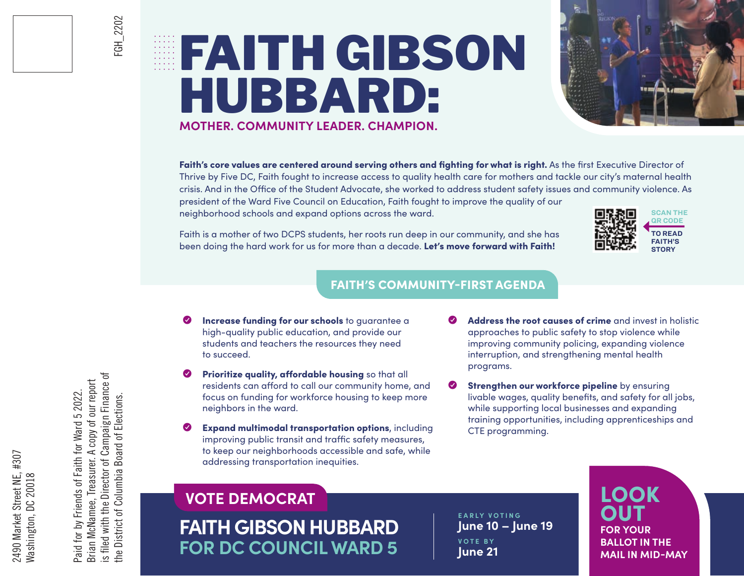FGH_2202

# FAITH GIBSON HUBBARD:

**MOTHER. COMMUNITY LEADER. CHAMPION.**

**Faith's core values are centered around serving others and fighting for what is right.** As the first Executive Director of Thrive by Five DC, Faith fought to increase access to quality health care for mothers and tackle our city's maternal health crisis. And in the Office of the Student Advocate, she worked to address student safety issues and community violence. As president of the Ward Five Council on Education, Faith fought to improve the quality of our neighborhood schools and expand options across the ward.

Faith is a mother of two DCPS students, her roots run deep in our community, and she has been doing the hard work for us for more than a decade. **Let's move forward with Faith!**

SCAN THE QR CODE TO READ FAITH'S STORY

## FAITH'S COMMUNITY-FIRST AGENDA

- **Increase funding for our schools** to guarantee a high-quality public education, and provide our students and teachers the resources they need to succeed.
- **Prioritize quality, affordable housing** so that all residents can afford to call our community home, and focus on funding for workforce housing to keep more neighbors in the ward.
- **Expand multimodal transportation options**, including improving public transit and traffic safety measures, to keep our neighborhoods accessible and safe, while addressing transportation inequities.
- **Address the root causes of crime** and invest in holistic approaches to public safety to stop violence while improving community policing, expanding violence interruption, and strengthening mental health programs.
- **Strengthen our workforce pipeline** by ensuring livable wages, quality benefits, and safety for all jobs, while supporting local businesses and expanding training opportunities, including apprenticeships and CTE programming.

**VOTE DEMOCRAT**

## FAITH GIBSON HUBBARD FOR DC COUNCIL WARD 5

EARLY VOTING
**June 10 – June 19**

VOTE BY
**June 21**

**LOOK OUT** FOR YOUR BALLOT IN THE MAIL IN MID-MAY

Paid for by Friends of Faith for Ward 5 2022. Brian McNamee, Treasurer. A copy of our report is filed with the Director of Campaign Finance of the District of Columbia Board of Elections.

2490 Market Street NE, #307
Washington, DC 20018